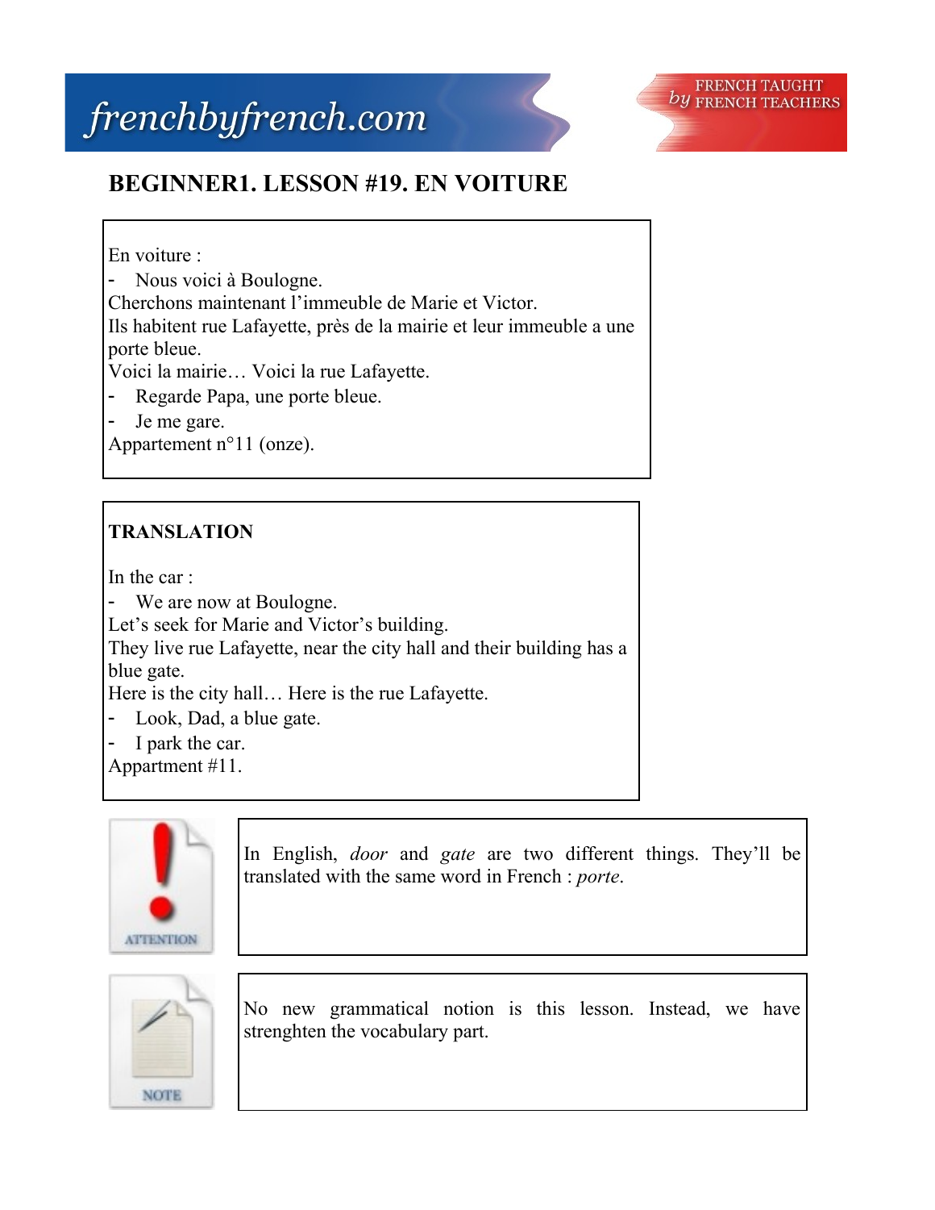# BEGINNER1. LESSON #19. EN VOITURE

En voiture :

- Nous voici à Boulogne.

Cherchons maintenant l'immeuble de Marie et Victor.
Ils habitent rue Lafayette, près de la mairie et leur immeuble a une porte bleue.
Voici la mairie… Voici la rue Lafayette.

- Regarde Papa, une porte bleue.
- Je me gare.

Appartement n°11 (onze).

**TRANSLATION**

In the car :

- We are now at Boulogne.

Let's seek for Marie and Victor's building.
They live rue Lafayette, near the city hall and their building has a blue gate.
Here is the city hall… Here is the rue Lafayette.

- Look, Dad, a blue gate.
- I park the car.

Appartment #11.

ATTENTION

In English, *door* and *gate* are two different things. They'll be translated with the same word in French : *porte*.

NOTE

No new grammatical notion is this lesson. Instead, we have strenghten the vocabulary part.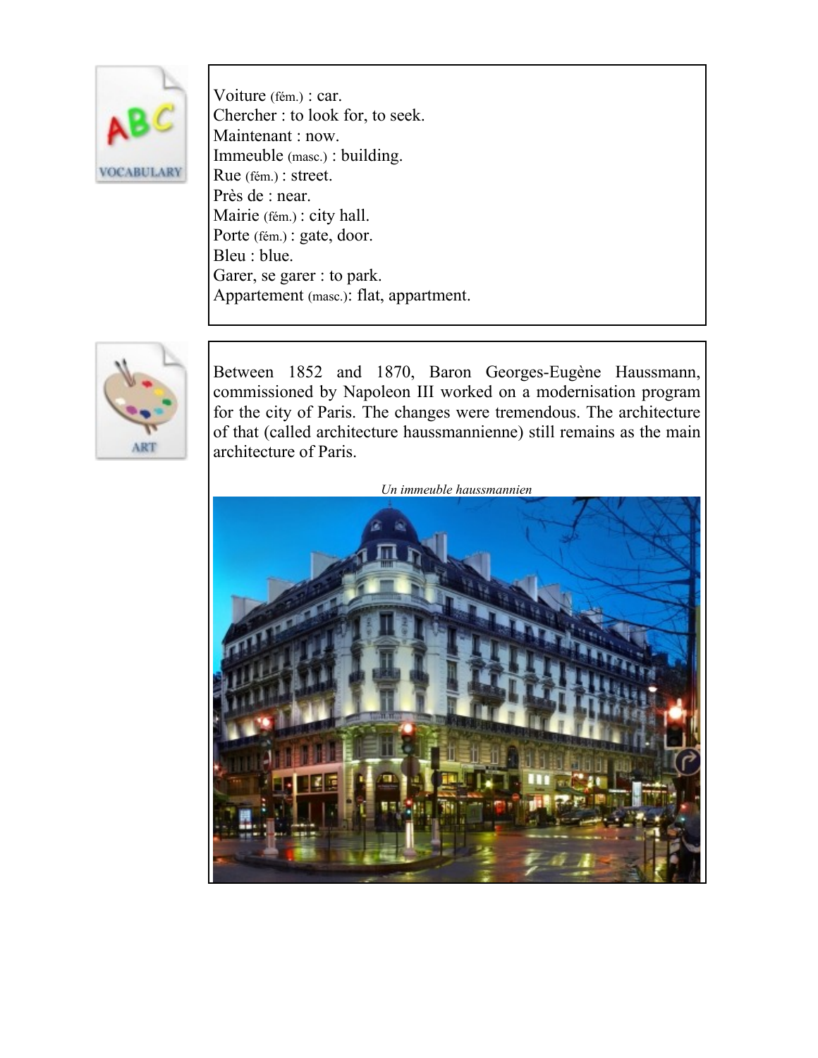**VOCABULARY**

Voiture (fém.) : car.
Chercher : to look for, to seek.
Maintenant : now.
Immeuble (masc.) : building.
Rue (fém.) : street.
Près de : near.
Mairie (fém.) : city hall.
Porte (fém.) : gate, door.
Bleu : blue.
Garer, se garer : to park.
Appartement (masc.): flat, appartment.

**ART**

Between 1852 and 1870, Baron Georges-Eugène Haussmann, commissioned by Napoleon III worked on a modernisation program for the city of Paris. The changes were tremendous. The architecture of that (called architecture haussmannienne) still remains as the main architecture of Paris.

*Un immeuble haussmannien*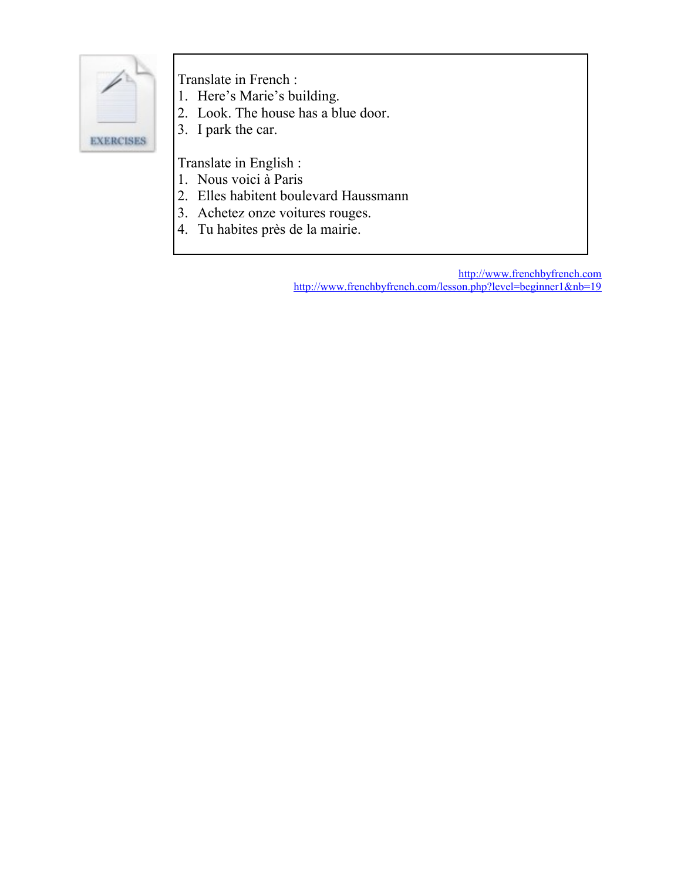EXERCISES

Translate in French :

1. Here's Marie's building.
2. Look. The house has a blue door.
3. I park the car.

Translate in English :

1. Nous voici à Paris
2. Elles habitent boulevard Haussmann
3. Achetez onze voitures rouges.
4. Tu habites près de la mairie.

http://www.frenchbyfrench.com
http://www.frenchbyfrench.com/lesson.php?level=beginner1&nb=19